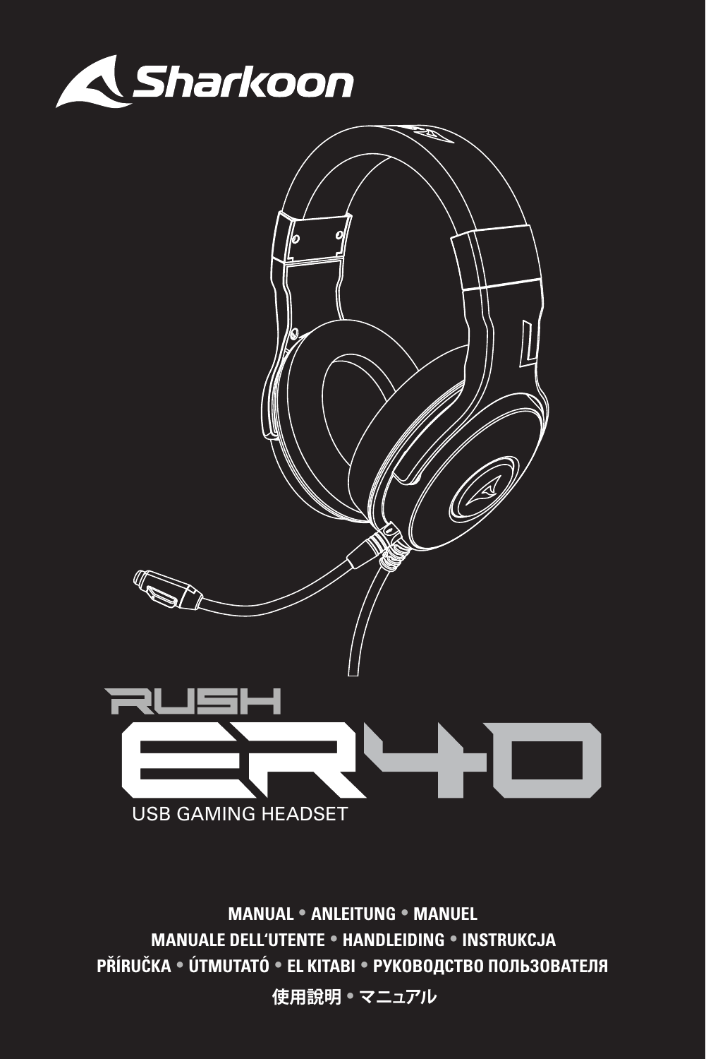Sharkoon

# RUSH ER40

USB GAMING HEADSET

**MANUAL • ANLEITUNG • MANUEL**
**MANUALE DELL'UTENTE • HANDLEIDING • INSTRUKCJA**
**PŘÍRUČKA • ÚTMUTATÓ • EL KITABI • РУКОВОДСТВО ПОЛЬЗОВАТЕЛЯ**
**使用說明 • マニュアル**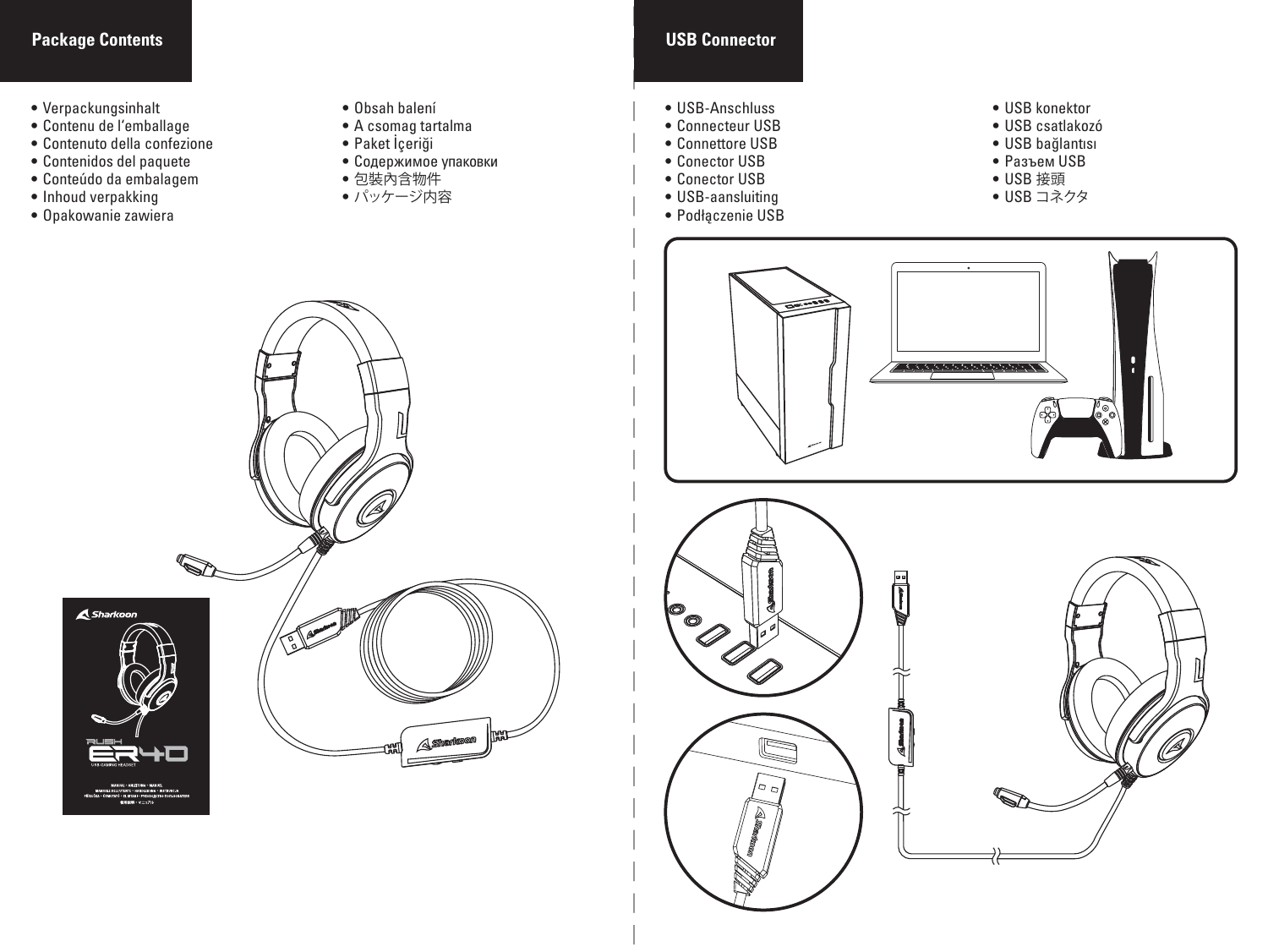## Package Contents

- Verpackungsinhalt
- Contenu de l'emballage
- Contenuto della confezione
- Contenidos del paquete
- Conteúdo da embalagem
- Inhoud verpakking
- Opakowanie zawiera
- Obsah balení
- A csomag tartalma
- Paket İçeriği
- Содержимое упаковки
- 包裝內含物件
- パッケージ内容

## USB Connector

- USB-Anschluss
- Connecteur USB
- Connettore USB
- Conector USB
- Conector USB
- USB-aansluiting
- Podłączenie USB
- USB konektor
- USB csatlakozó
- USB bağlantısı
- Разъем USB
- USB 接頭
- USB コネクタ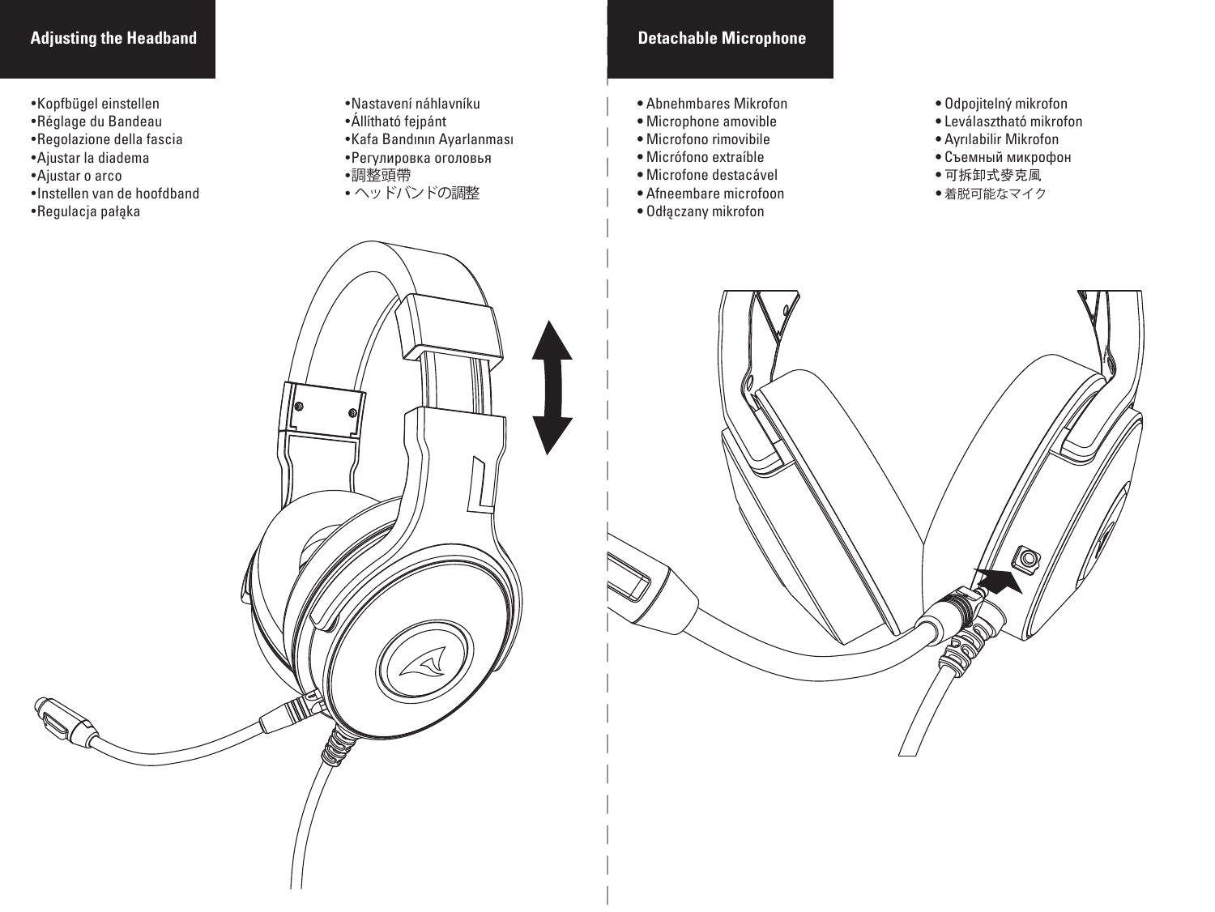## Adjusting the Headband

- Kopfbügel einstellen
- Réglage du Bandeau
- Regolazione della fascia
- Ajustar la diadema
- Ajustar o arco
- Instellen van de hoofdband
- Regulacja pałąka
- Nastavení náhlavníku
- Állítható fejpánt
- Kafa Bandının Ayarlanması
- Регулировка оголовья
- 調整頭帶
- ヘッドバンドの調整

## Detachable Microphone

- Abnehmbares Mikrofon
- Microphone amovible
- Microfono rimovibile
- Micrófono extraíble
- Microfone destacável
- Afneembare microfoon
- Odłączany mikrofon
- Odpojitelný mikrofon
- Leválasztható mikrofon
- Ayrılabilir Mikrofon
- Съемный микрофон
- 可拆卸式麥克風
- 着脱可能なマイク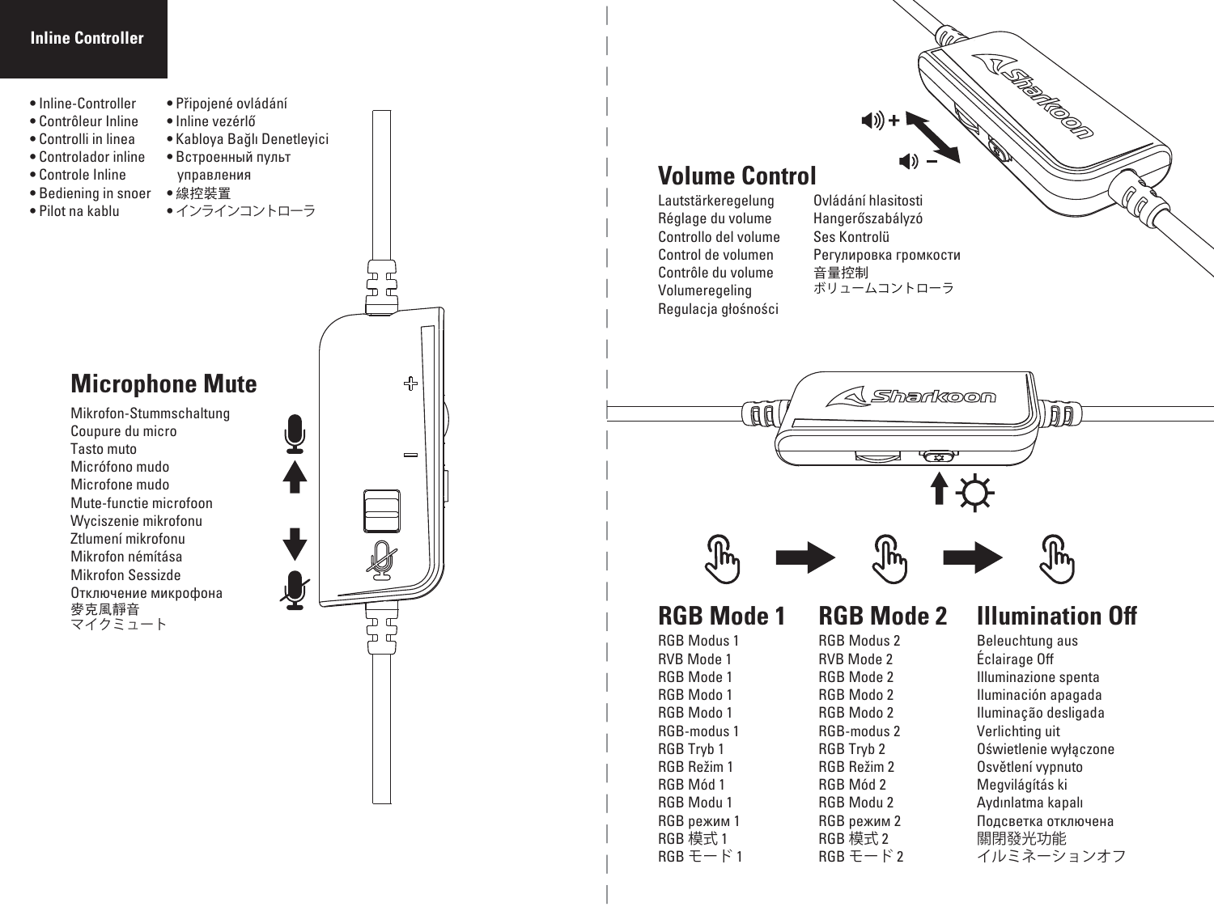## Inline Controller

- Inline-Controller
- Contrôleur Inline
- Controlli in linea
- Controlador inline
- Controle Inline
- Bediening in snoer
- Pilot na kablu
- Připojené ovládání
- Inline vezérlő
- Kabloya Bağlı Denetleyici
- Встроенный пульт управления
- 線控裝置
- インラインコントローラ

## Microphone Mute

Mikrofon-Stummschaltung
Coupure du micro
Tasto muto
Micrófono mudo
Microfone mudo
Mute-functie microfoon
Wyciszenie mikrofonu
Ztlumení mikrofonu
Mikrofon némítása
Mikrofon Sessizde
Отключение микрофона
麥克風靜音
マイクミュート

## Volume Control

Lautstärkeregelung
Réglage du volume
Controllo del volume
Control de volumen
Contrôle du volume
Volumeregeling
Regulacja głośności
Ovládání hlasitosti
Hangerőszabályzó
Ses Kontrolü
Регулировка громкости
音量控制
ボリュームコントローラ

## RGB Mode 1

RGB Modus 1
RVB Mode 1
RGB Mode 1
RGB Modo 1
RGB Modo 1
RGB-modus 1
RGB Tryb 1
RGB Režim 1
RGB Mód 1
RGB Modu 1
RGB режим 1
RGB 模式 1
RGB モード 1

## RGB Mode 2

RGB Modus 2
RVB Mode 2
RGB Mode 2
RGB Modo 2
RGB Modo 2
RGB-modus 2
RGB Tryb 2
RGB Režim 2
RGB Mód 2
RGB Modu 2
RGB режим 2
RGB 模式 2
RGB モード 2

## Illumination Off

Beleuchtung aus
Éclairage Off
Illuminazione spenta
Iluminación apagada
Iluminação desligada
Verlichting uit
Oświetlenie wyłączone
Osvětlení vypnuto
Megvilágítás ki
Aydınlatma kapalı
Подсветка отключена
關閉發光功能
イルミネーションオフ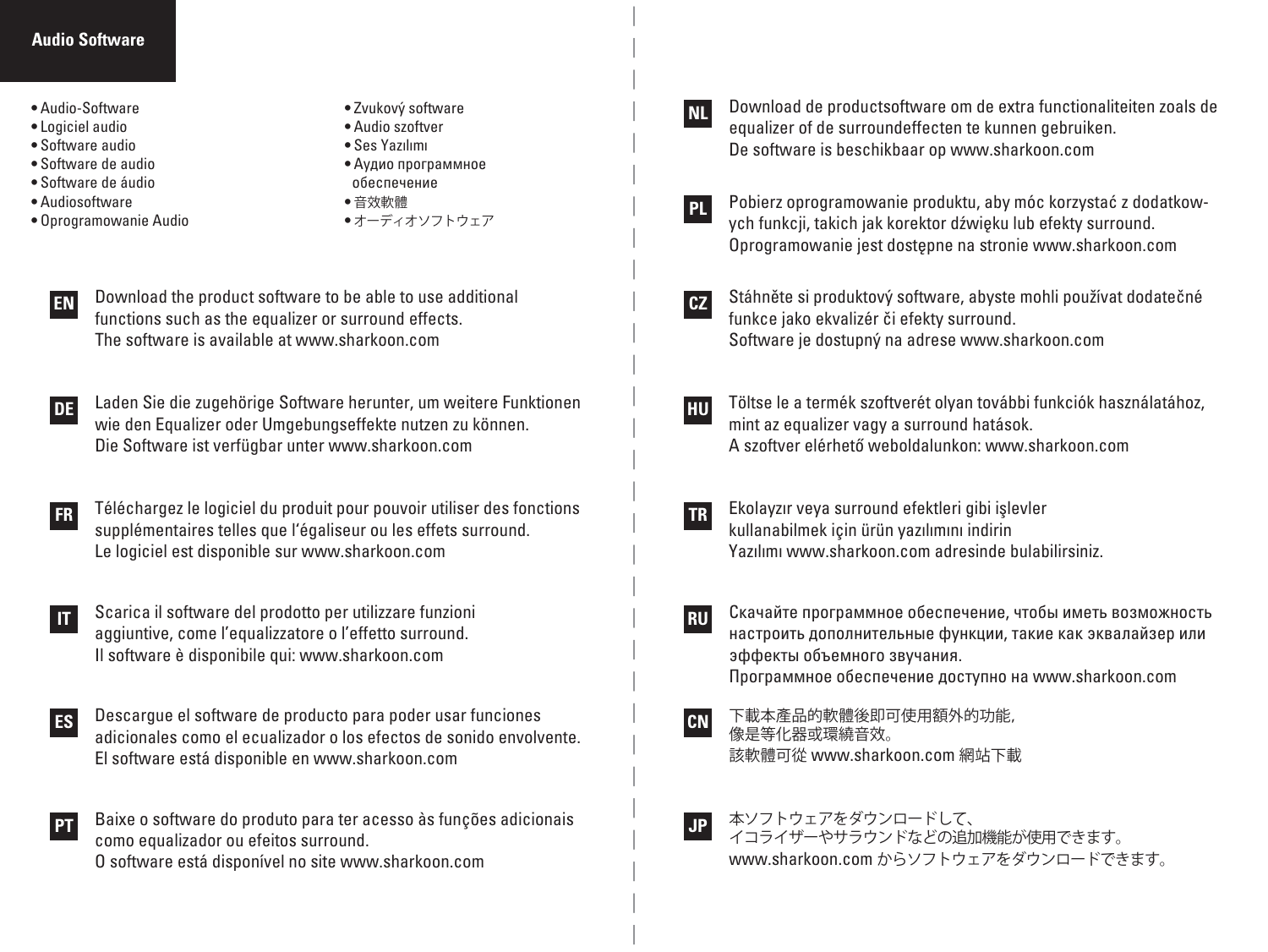# Audio Software

- Audio-Software
- Logiciel audio
- Software audio
- Software de audio
- Software de áudio
- Audiosoftware
- Oprogramowanie Audio
- Zvukový software
- Audio szoftver
- Ses Yazılımı
- Аудио программное обеспечение
- 音效軟體
- オーディオソフトウェア

**EN** Download the product software to be able to use additional functions such as the equalizer or surround effects.
The software is available at www.sharkoon.com

**DE** Laden Sie die zugehörige Software herunter, um weitere Funktionen wie den Equalizer oder Umgebungseffekte nutzen zu können.
Die Software ist verfügbar unter www.sharkoon.com

**FR** Téléchargez le logiciel du produit pour pouvoir utiliser des fonctions supplémentaires telles que l'égaliseur ou les effets surround.
Le logiciel est disponible sur www.sharkoon.com

**IT** Scarica il software del prodotto per utilizzare funzioni aggiuntive, come l'equalizzatore o l'effetto surround.
Il software è disponibile qui: www.sharkoon.com

**ES** Descargue el software de producto para poder usar funciones adicionales como el ecualizador o los efectos de sonido envolvente.
El software está disponible en www.sharkoon.com

**PT** Baixe o software do produto para ter acesso às funções adicionais como equalizador ou efeitos surround.
O software está disponível no site www.sharkoon.com

**NL** Download de productsoftware om de extra functionaliteiten zoals de equalizer of de surroundeffecten te kunnen gebruiken.
De software is beschikbaar op www.sharkoon.com

**PL** Pobierz oprogramowanie produktu, aby móc korzystać z dodatkowych funkcji, takich jak korektor dźwięku lub efekty surround.
Oprogramowanie jest dostępne na stronie www.sharkoon.com

**CZ** Stáhněte si produktový software, abyste mohli používat dodatečné funkce jako ekvalizér či efekty surround.
Software je dostupný na adrese www.sharkoon.com

**HU** Töltse le a termék szoftverét olyan további funkciók használatához, mint az equalizer vagy a surround hatások.
A szoftver elérhető weboldalunkon: www.sharkoon.com

**TR** Ekolayzır veya surround efektleri gibi işlevler kullanabilmek için ürün yazılımını indirin
Yazılımı www.sharkoon.com adresinde bulabilirsiniz.

**RU** Скачайте программное обеспечение, чтобы иметь возможность настроить дополнительные функции, такие как эквалайзер или эффекты объемного звучания.
Программное обеспечение доступно на www.sharkoon.com

**CN** 下載本產品的軟體後即可使用額外的功能,
像是等化器或環繞音效。
該軟體可從 www.sharkoon.com 網站下載

**JP** 本ソフトウェアをダウンロードして、
イコライザーやサラウンドなどの追加機能が使用できます。
www.sharkoon.com からソフトウェアをダウンロードできます。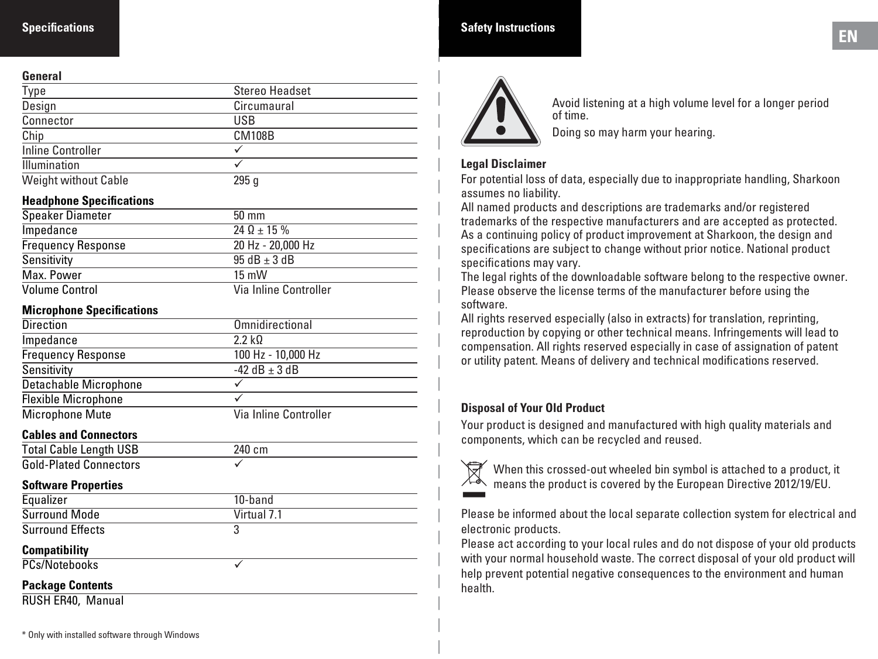## Specifications

### General

| | |
|---|---|
| Type | Stereo Headset |
| Design | Circumaural |
| Connector | USB |
| Chip | CM108B |
| Inline Controller | ✓ |
| Illumination | ✓ |
| Weight without Cable | 295 g |

### Headphone Specifications

| | |
|---|---|
| Speaker Diameter | 50 mm |
| Impedance | 24 Ω ± 15 % |
| Frequency Response | 20 Hz - 20,000 Hz |
| Sensitivity | 95 dB ± 3 dB |
| Max. Power | 15 mW |
| Volume Control | Via Inline Controller |

### Microphone Specifications

| | |
|---|---|
| Direction | Omnidirectional |
| Impedance | 2.2 kΩ |
| Frequency Response | 100 Hz - 10,000 Hz |
| Sensitivity | -42 dB ± 3 dB |
| Detachable Microphone | ✓ |
| Flexible Microphone | ✓ |
| Microphone Mute | Via Inline Controller |

### Cables and Connectors

| | |
|---|---|
| Total Cable Length USB | 240 cm |
| Gold-Plated Connectors | ✓ |

### Software Properties

| | |
|---|---|
| Equalizer | 10-band |
| Surround Mode | Virtual 7.1 |
| Surround Effects | 3 |

### Compatibility

| | |
|---|---|
| PCs/Notebooks | ✓ |

### Package Contents

RUSH ER40, Manual

* Only with installed software through Windows

## Safety Instructions

Avoid listening at a high volume level for a longer period of time.

Doing so may harm your hearing.

### Legal Disclaimer

For potential loss of data, especially due to inappropriate handling, Sharkoon assumes no liability.
All named products and descriptions are trademarks and/or registered trademarks of the respective manufacturers and are accepted as protected.
As a continuing policy of product improvement at Sharkoon, the design and specifications are subject to change without prior notice. National product specifications may vary.
The legal rights of the downloadable software belong to the respective owner. Please observe the license terms of the manufacturer before using the software.
All rights reserved especially (also in extracts) for translation, reprinting, reproduction by copying or other technical means. Infringements will lead to compensation. All rights reserved especially in case of assignation of patent or utility patent. Means of delivery and technical modifications reserved.

### Disposal of Your Old Product

Your product is designed and manufactured with high quality materials and components, which can be recycled and reused.

When this crossed-out wheeled bin symbol is attached to a product, it means the product is covered by the European Directive 2012/19/EU.

Please be informed about the local separate collection system for electrical and electronic products.
Please act according to your local rules and do not dispose of your old products with your normal household waste. The correct disposal of your old product will help prevent potential negative consequences to the environment and human health.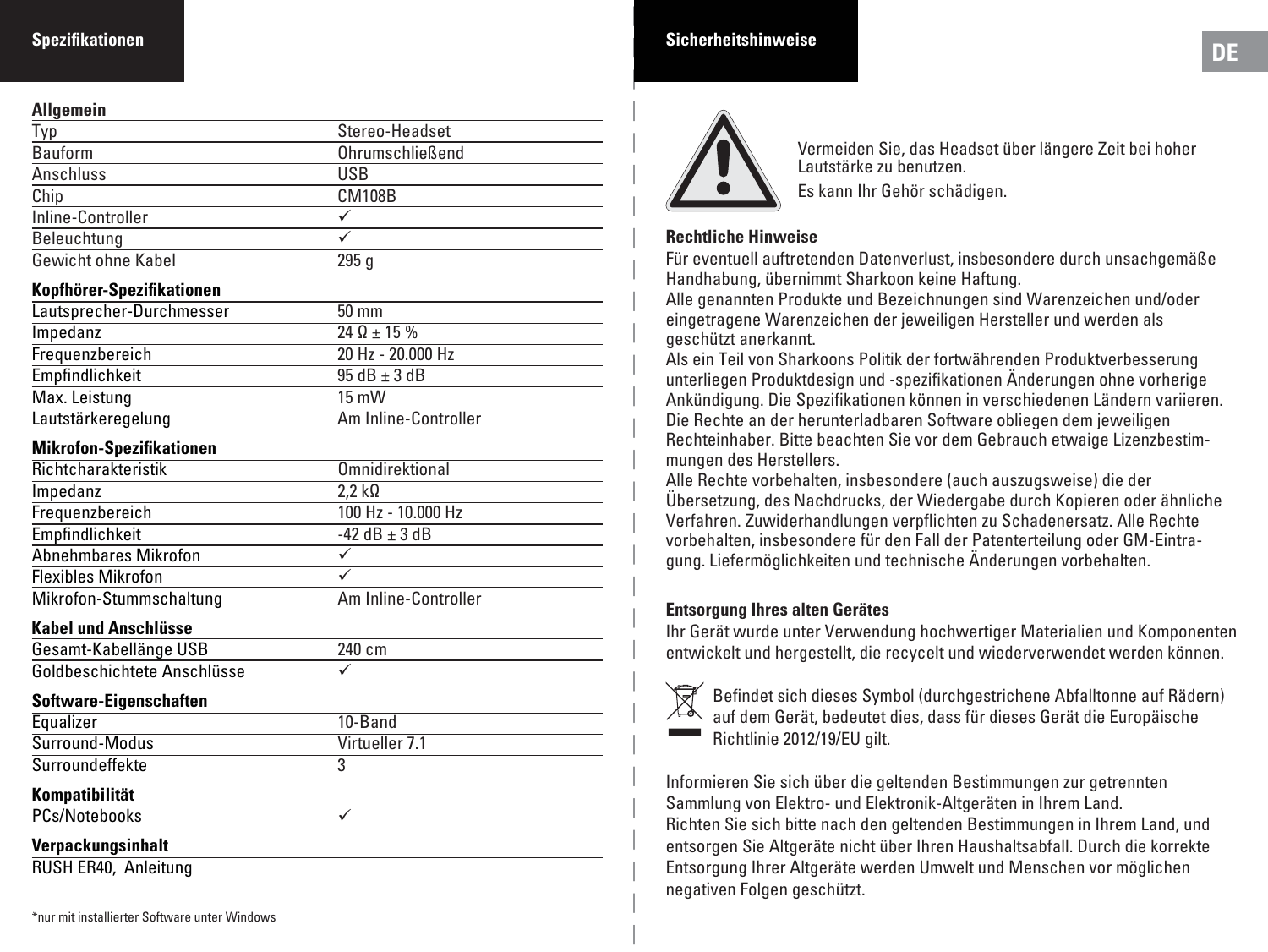## Spezifikationen

**Allgemein**

| | |
|---|---|
| Typ | Stereo-Headset |
| Bauform | Ohrumschließend |
| Anschluss | USB |
| Chip | CM108B |
| Inline-Controller | ✓ |
| Beleuchtung | ✓ |
| Gewicht ohne Kabel | 295 g |

**Kopfhörer-Spezifikationen**

| | |
|---|---|
| Lautsprecher-Durchmesser | 50 mm |
| Impedanz | 24 Ω ± 15 % |
| Frequenzbereich | 20 Hz - 20.000 Hz |
| Empfindlichkeit | 95 dB ± 3 dB |
| Max. Leistung | 15 mW |
| Lautstärkeregelung | Am Inline-Controller |

**Mikrofon-Spezifikationen**

| | |
|---|---|
| Richtcharakteristik | Omnidirektional |
| Impedanz | 2,2 kΩ |
| Frequenzbereich | 100 Hz - 10.000 Hz |
| Empfindlichkeit | -42 dB ± 3 dB |
| Abnehmbares Mikrofon | ✓ |
| Flexibles Mikrofon | ✓ |
| Mikrofon-Stummschaltung | Am Inline-Controller |

**Kabel und Anschlüsse**

| | |
|---|---|
| Gesamt-Kabellänge USB | 240 cm |
| Goldbeschichtete Anschlüsse | ✓ |

**Software-Eigenschaften**

| | |
|---|---|
| Equalizer | 10-Band |
| Surround-Modus | Virtueller 7.1 |
| Surroundeffekte | 3 |

**Kompatibilität**

| | |
|---|---|
| PCs/Notebooks | ✓ |

**Verpackungsinhalt**

RUSH ER40, Anleitung

*nur mit installierter Software unter Windows

## Sicherheitshinweise

Vermeiden Sie, das Headset über längere Zeit bei hoher Lautstärke zu benutzen.

Es kann Ihr Gehör schädigen.

**Rechtliche Hinweise**

Für eventuell auftretenden Datenverlust, insbesondere durch unsachgemäße Handhabung, übernimmt Sharkoon keine Haftung.
Alle genannten Produkte und Bezeichnungen sind Warenzeichen und/oder eingetragene Warenzeichen der jeweiligen Hersteller und werden als geschützt anerkannt.
Als ein Teil von Sharkoons Politik der fortwährenden Produktverbesserung unterliegen Produktdesign und -spezifikationen Änderungen ohne vorherige Ankündigung. Die Spezifikationen können in verschiedenen Ländern variieren.
Die Rechte an der herunterladbaren Software obliegen dem jeweiligen Rechteinhaber. Bitte beachten Sie vor dem Gebrauch etwaige Lizenzbestimmungen des Herstellers.
Alle Rechte vorbehalten, insbesondere (auch auszugsweise) die der Übersetzung, des Nachdrucks, der Wiedergabe durch Kopieren oder ähnliche Verfahren. Zuwiderhandlungen verpflichten zu Schadenersatz. Alle Rechte vorbehalten, insbesondere für den Fall der Patenterteilung oder GM-Eintragung. Liefermöglichkeiten und technische Änderungen vorbehalten.

**Entsorgung Ihres alten Gerätes**

Ihr Gerät wurde unter Verwendung hochwertiger Materialien und Komponenten entwickelt und hergestellt, die recycelt und wiederverwendet werden können.

Befindet sich dieses Symbol (durchgestrichene Abfalltonne auf Rädern) auf dem Gerät, bedeutet dies, dass für dieses Gerät die Europäische Richtlinie 2012/19/EU gilt.

Informieren Sie sich über die geltenden Bestimmungen zur getrennten Sammlung von Elektro- und Elektronik-Altgeräten in Ihrem Land.
Richten Sie sich bitte nach den geltenden Bestimmungen in Ihrem Land, und entsorgen Sie Altgeräte nicht über Ihren Haushaltsabfall. Durch die korrekte Entsorgung Ihrer Altgeräte werden Umwelt und Menschen vor möglichen negativen Folgen geschützt.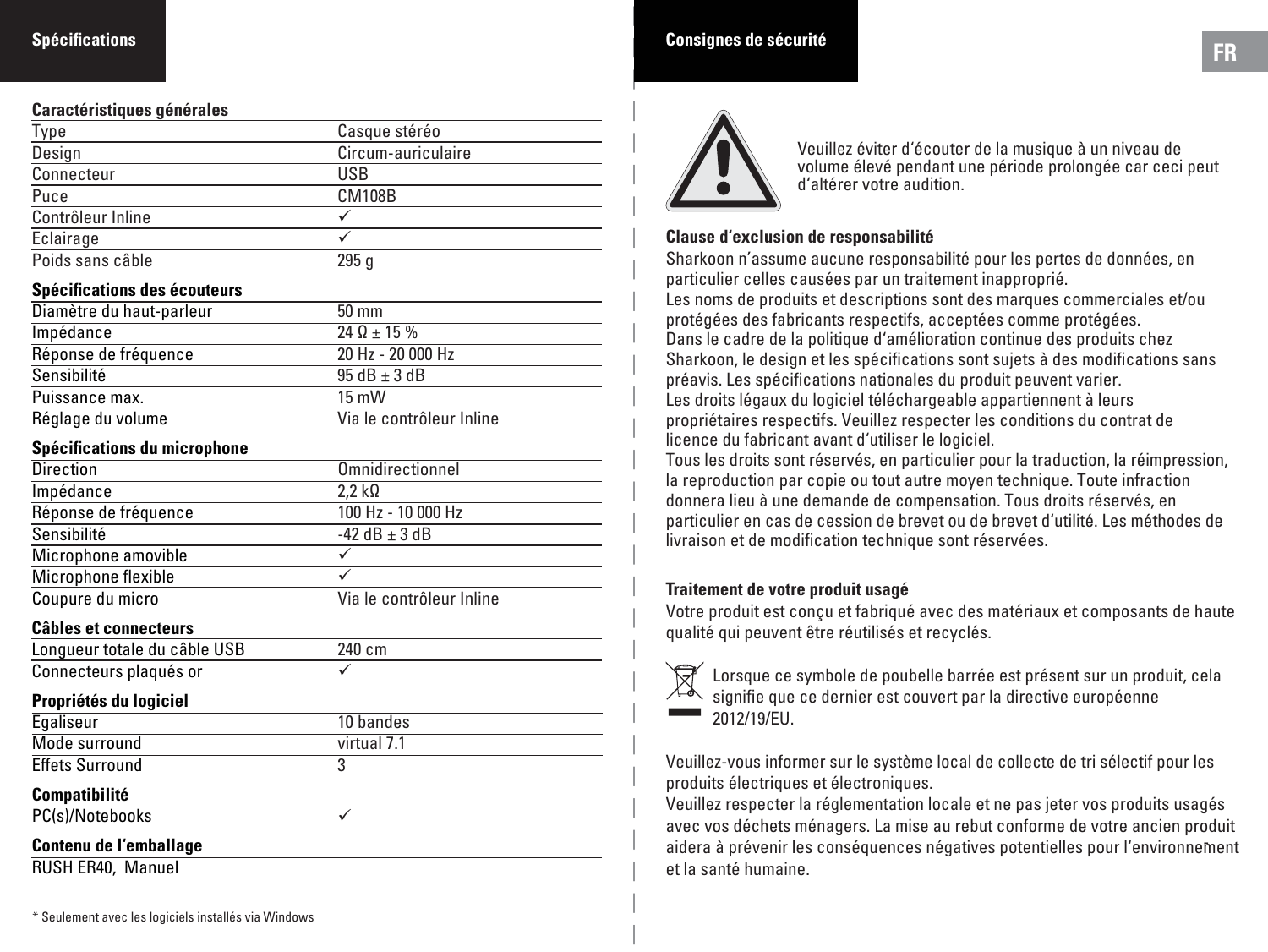## Spécifications

**Caractéristiques générales**

| | |
|---|---|
| Type | Casque stéréo |
| Design | Circum-auriculaire |
| Connecteur | USB |
| Puce | CM108B |
| Contrôleur Inline | ✓ |
| Eclairage | ✓ |
| Poids sans câble | 295 g |

**Spécifications des écouteurs**

| | |
|---|---|
| Diamètre du haut-parleur | 50 mm |
| Impédance | 24 Ω ± 15 % |
| Réponse de fréquence | 20 Hz - 20 000 Hz |
| Sensibilité | 95 dB ± 3 dB |
| Puissance max. | 15 mW |
| Réglage du volume | Via le contrôleur Inline |

**Spécifications du microphone**

| | |
|---|---|
| Direction | Omnidirectionnel |
| Impédance | 2,2 kΩ |
| Réponse de fréquence | 100 Hz - 10 000 Hz |
| Sensibilité | -42 dB ± 3 dB |
| Microphone amovible | ✓ |
| Microphone flexible | ✓ |
| Coupure du micro | Via le contrôleur Inline |

**Câbles et connecteurs**

| | |
|---|---|
| Longueur totale du câble USB | 240 cm |
| Connecteurs plaqués or | ✓ |

**Propriétés du logiciel**

| | |
|---|---|
| Egaliseur | 10 bandes |
| Mode surround | virtual 7.1 |
| Effets Surround | 3 |

**Compatibilité**

| | |
|---|---|
| PC(s)/Notebooks | ✓ |

**Contenu de l'emballage**

RUSH ER40, Manuel

* Seulement avec les logiciels installés via Windows

## Consignes de sécurité

Veuillez éviter d'écouter de la musique à un niveau de volume élevé pendant une période prolongée car ceci peut d'altérer votre audition.

**Clause d'exclusion de responsabilité**

Sharkoon n'assume aucune responsabilité pour les pertes de données, en particulier celles causées par un traitement inapproprié.
Les noms de produits et descriptions sont des marques commerciales et/ou protégées des fabricants respectifs, acceptées comme protégées.
Dans le cadre de la politique d'amélioration continue des produits chez Sharkoon, le design et les spécifications sont sujets à des modifications sans préavis. Les spécifications nationales du produit peuvent varier.
Les droits légaux du logiciel téléchargeable appartiennent à leurs propriétaires respectifs. Veuillez respecter les conditions du contrat de licence du fabricant avant d'utiliser le logiciel.
Tous les droits sont réservés, en particulier pour la traduction, la réimpression, la reproduction par copie ou tout autre moyen technique. Toute infraction donnera lieu à une demande de compensation. Tous droits réservés, en particulier en cas de cession de brevet ou de brevet d'utilité. Les méthodes de livraison et de modification technique sont réservées.

**Traitement de votre produit usagé**

Votre produit est conçu et fabriqué avec des matériaux et composants de haute qualité qui peuvent être réutilisés et recyclés.

Lorsque ce symbole de poubelle barrée est présent sur un produit, cela signifie que ce dernier est couvert par la directive européenne 2012/19/EU.

Veuillez-vous informer sur le système local de collecte de tri sélectif pour les produits électriques et électroniques.
Veuillez respecter la réglementation locale et ne pas jeter vos produits usagés avec vos déchets ménagers. La mise au rebut conforme de votre ancien produit aidera à prévenir les conséquences négatives potentielles pour l'environnement et la santé humaine.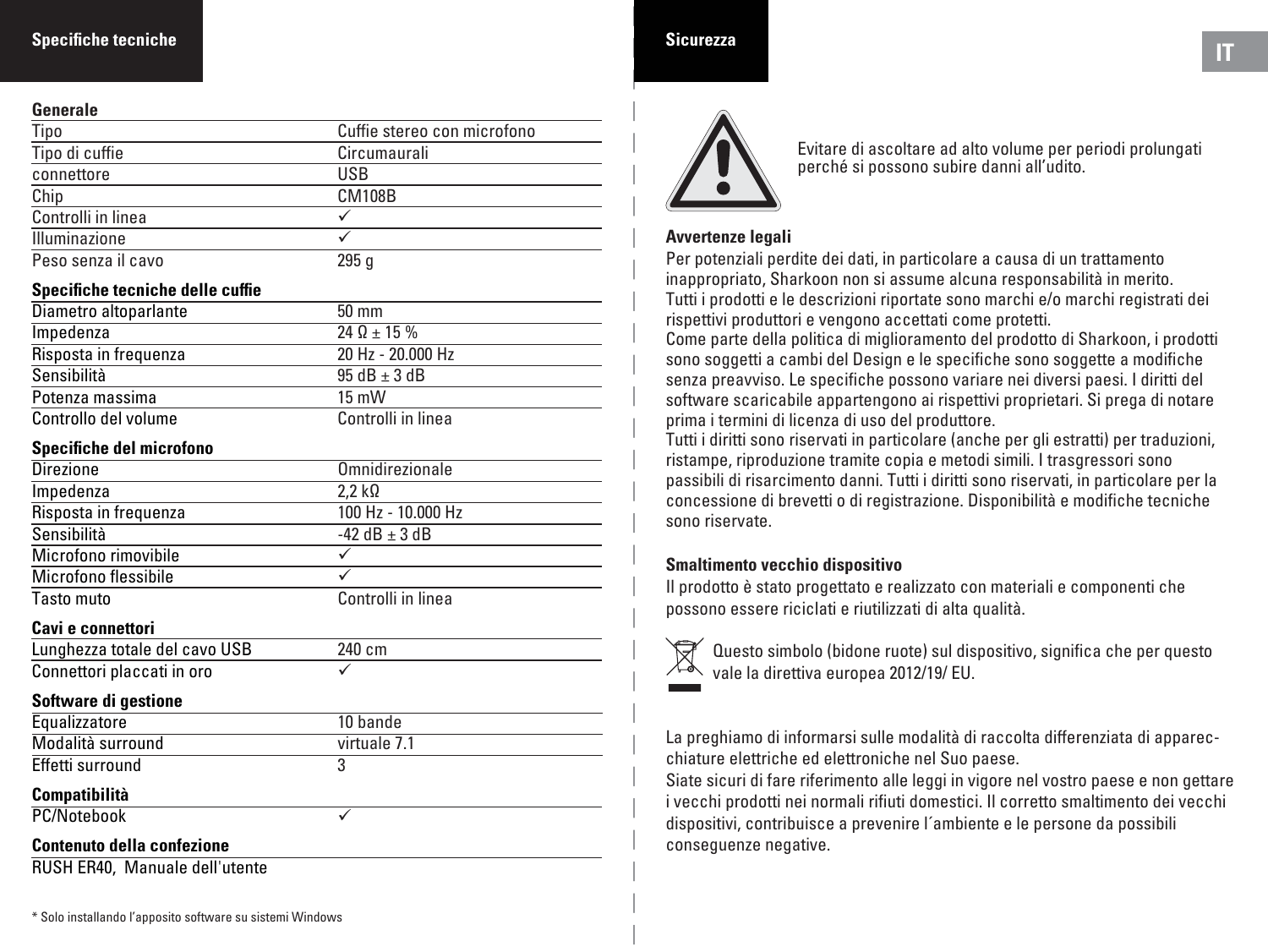## Specifiche tecniche

**Generale**

| | |
|---|---|
| Tipo | Cuffie stereo con microfono |
| Tipo di cuffie | Circumaurali |
| connettore | USB |
| Chip | CM108B |
| Controlli in linea | ✓ |
| Illuminazione | ✓ |
| Peso senza il cavo | 295 g |

**Specifiche tecniche delle cuffie**

| | |
|---|---|
| Diametro altoparlante | 50 mm |
| Impedenza | 24 Ω ± 15 % |
| Risposta in frequenza | 20 Hz - 20.000 Hz |
| Sensibilità | 95 dB ± 3 dB |
| Potenza massima | 15 mW |
| Controllo del volume | Controlli in linea |

**Specifiche del microfono**

| | |
|---|---|
| Direzione | Omnidirezionale |
| Impedenza | 2,2 kΩ |
| Risposta in frequenza | 100 Hz - 10.000 Hz |
| Sensibilità | -42 dB ± 3 dB |
| Microfono rimovibile | ✓ |
| Microfono flessibile | ✓ |
| Tasto muto | Controlli in linea |

**Cavi e connettori**

| | |
|---|---|
| Lunghezza totale del cavo USB | 240 cm |
| Connettori placcati in oro | ✓ |

**Software di gestione**

| | |
|---|---|
| Equalizzatore | 10 bande |
| Modalità surround | virtuale 7.1 |
| Effetti surround | 3 |

**Compatibilità**

| | |
|---|---|
| PC/Notebook | ✓ |

**Contenuto della confezione**

RUSH ER40, Manuale dell'utente

* Solo installando l'apposito software su sistemi Windows

## Sicurezza

Evitare di ascoltare ad alto volume per periodi prolungati perché si possono subire danni all'udito.

**Avvertenze legali**

Per potenziali perdite dei dati, in particolare a causa di un trattamento inappropriato, Sharkoon non si assume alcuna responsabilità in merito. Tutti i prodotti e le descrizioni riportate sono marchi e/o marchi registrati dei rispettivi produttori e vengono accettati come protetti.
Come parte della politica di miglioramento del prodotto di Sharkoon, i prodotti sono soggetti a cambi del Design e le specifiche sono soggette a modifiche senza preavviso. Le specifiche possono variare nei diversi paesi. I diritti del software scaricabile appartengono ai rispettivi proprietari. Si prega di notare prima i termini di licenza di uso del produttore.
Tutti i diritti sono riservati in particolare (anche per gli estratti) per traduzioni, ristampe, riproduzione tramite copia e metodi simili. I trasgressori sono passibili di risarcimento danni. Tutti i diritti sono riservati, in particolare per la concessione di brevetti o di registrazione. Disponibilità e modifiche tecniche sono riservate.

**Smaltimento vecchio dispositivo**

Il prodotto è stato progettato e realizzato con materiali e componenti che possono essere riciclati e riutilizzati di alta qualità.

Questo simbolo (bidone ruote) sul dispositivo, significa che per questo vale la direttiva europea 2012/19/ EU.

La preghiamo di informarsi sulle modalità di raccolta differenziata di apparecchiature elettriche ed elettroniche nel Suo paese.
Siate sicuri di fare riferimento alle leggi in vigore nel vostro paese e non gettare i vecchi prodotti nei normali rifiuti domestici. Il corretto smaltimento dei vecchi dispositivi, contribuisce a prevenire l´ambiente e le persone da possibili conseguenze negative.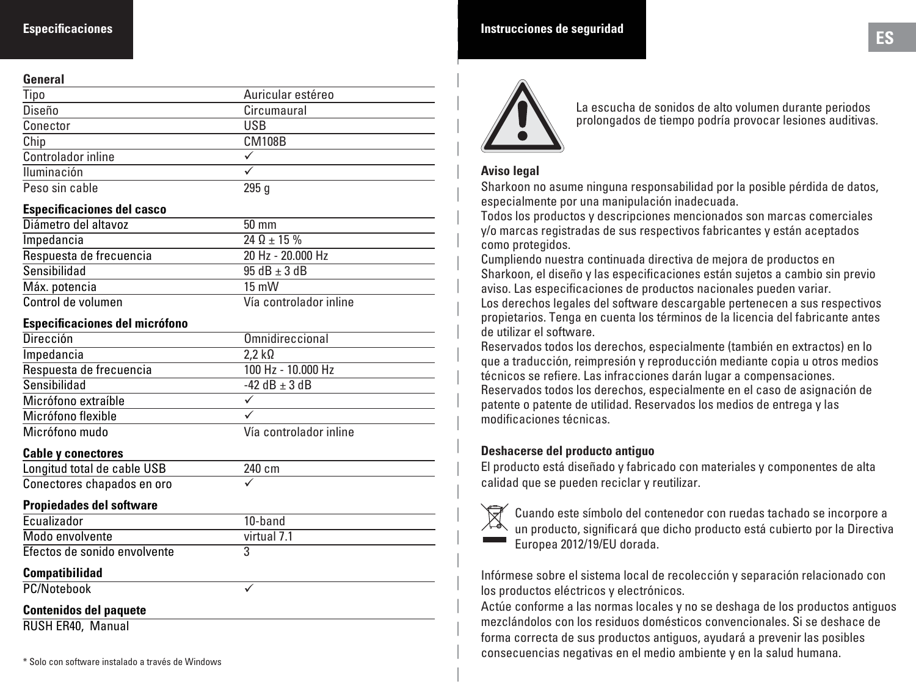## Especificaciones

| General | |
|---|---|
| Tipo | Auricular estéreo |
| Diseño | Circumaural |
| Conector | USB |
| Chip | CM108B |
| Controlador inline | ✓ |
| Iluminación | ✓ |
| Peso sin cable | 295 g |

| Especificaciones del casco | |
|---|---|
| Diámetro del altavoz | 50 mm |
| Impedancia | 24 Ω ± 15 % |
| Respuesta de frecuencia | 20 Hz - 20.000 Hz |
| Sensibilidad | 95 dB ± 3 dB |
| Máx. potencia | 15 mW |
| Control de volumen | Vía controlador inline |

| Especificaciones del micrófono | |
|---|---|
| Dirección | Omnidireccional |
| Impedancia | 2,2 kΩ |
| Respuesta de frecuencia | 100 Hz - 10.000 Hz |
| Sensibilidad | -42 dB ± 3 dB |
| Micrófono extraíble | ✓ |
| Micrófono flexible | ✓ |
| Micrófono mudo | Vía controlador inline |

| Cable y conectores | |
|---|---|
| Longitud total de cable USB | 240 cm |
| Conectores chapados en oro | ✓ |

| Propiedades del software | |
|---|---|
| Ecualizador | 10-band |
| Modo envolvente | virtual 7.1 |
| Efectos de sonido envolvente | 3 |

| Compatibilidad | |
|---|---|
| PC/Notebook | ✓ |

| Contenidos del paquete |
|---|
| RUSH ER40, Manual |

\* Solo con software instalado a través de Windows

## Instrucciones de seguridad

La escucha de sonidos de alto volumen durante periodos prolongados de tiempo podría provocar lesiones auditivas.

### Aviso legal

Sharkoon no asume ninguna responsabilidad por la posible pérdida de datos, especialmente por una manipulación inadecuada.
Todos los productos y descripciones mencionados son marcas comerciales y/o marcas registradas de sus respectivos fabricantes y están aceptados como protegidos.
Cumpliendo nuestra continuada directiva de mejora de productos en Sharkoon, el diseño y las especificaciones están sujetos a cambio sin previo aviso. Las especificaciones de productos nacionales pueden variar.
Los derechos legales del software descargable pertenecen a sus respectivos propietarios. Tenga en cuenta los términos de la licencia del fabricante antes de utilizar el software.
Reservados todos los derechos, especialmente (también en extractos) en lo que a traducción, reimpresión y reproducción mediante copia u otros medios técnicos se refiere. Las infracciones darán lugar a compensaciones.
Reservados todos los derechos, especialmente en el caso de asignación de patente o patente de utilidad. Reservados los medios de entrega y las modificaciones técnicas.

### Deshacerse del producto antiguo

El producto está diseñado y fabricado con materiales y componentes de alta calidad que se pueden reciclar y reutilizar.

Cuando este símbolo del contenedor con ruedas tachado se incorpore a un producto, significará que dicho producto está cubierto por la Directiva Europea 2012/19/EU dorada.

Infórmese sobre el sistema local de recolección y separación relacionado con los productos eléctricos y electrónicos.
Actúe conforme a las normas locales y no se deshaga de los productos antiguos mezclándolos con los residuos domésticos convencionales. Si se deshace de forma correcta de sus productos antiguos, ayudará a prevenir las posibles consecuencias negativas en el medio ambiente y en la salud humana.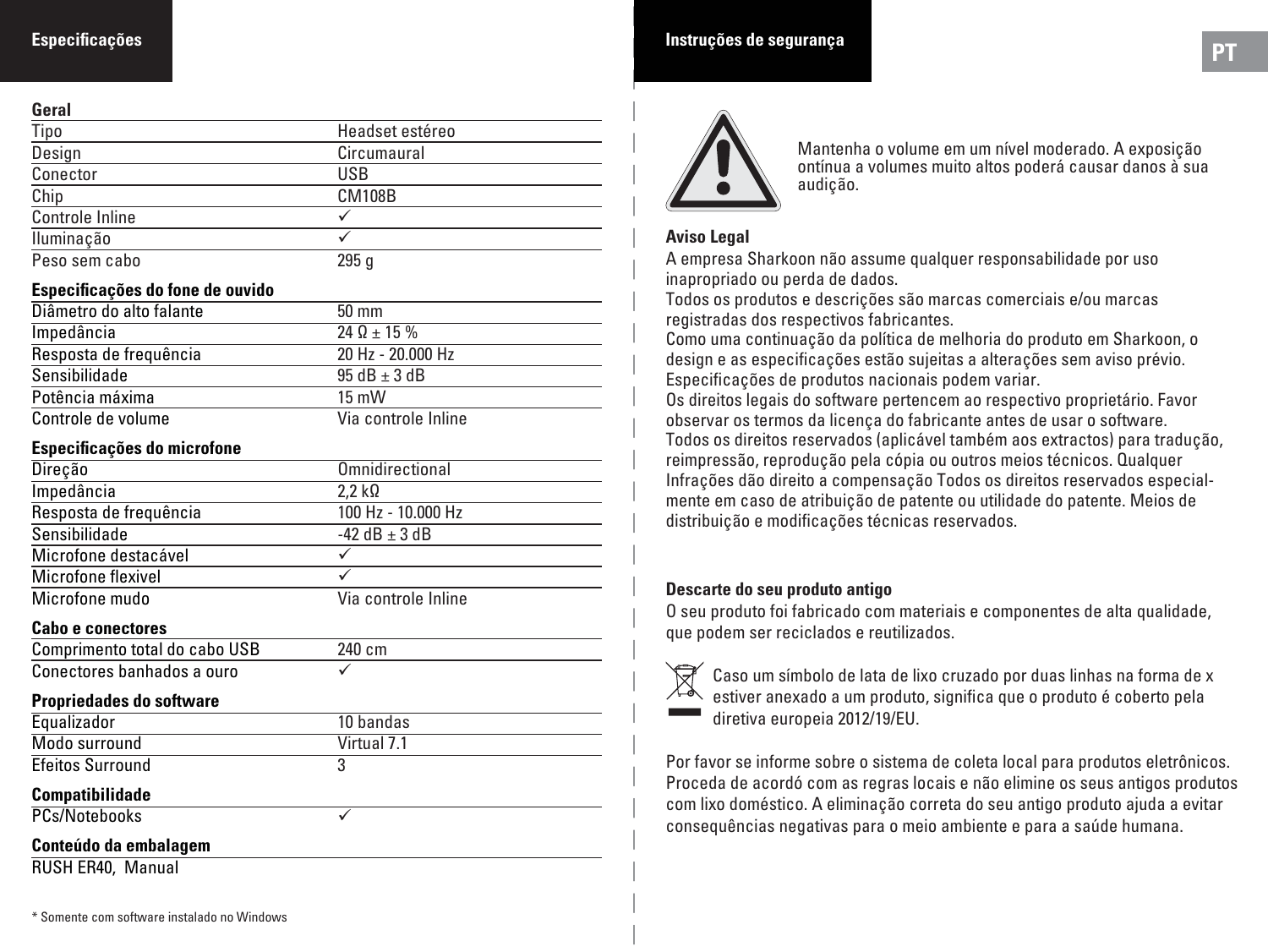## Especificações

| Geral | |
|---|---|
| Tipo | Headset estéreo |
| Design | Circumaural |
| Conector | USB |
| Chip | CM108B |
| Controle Inline | ✓ |
| Iluminação | ✓ |
| Peso sem cabo | 295 g |

| Especificações do fone de ouvido | |
|---|---|
| Diâmetro do alto falante | 50 mm |
| Impedância | 24 Ω ± 15 % |
| Resposta de frequência | 20 Hz - 20.000 Hz |
| Sensibilidade | 95 dB ± 3 dB |
| Potência máxima | 15 mW |
| Controle de volume | Via controle Inline |

| Especificações do microfone | |
|---|---|
| Direção | Omnidirectional |
| Impedância | 2,2 kΩ |
| Resposta de frequência | 100 Hz - 10.000 Hz |
| Sensibilidade | -42 dB ± 3 dB |
| Microfone destacável | ✓ |
| Microfone flexivel | ✓ |
| Microfone mudo | Via controle Inline |

| Cabo e conectores | |
|---|---|
| Comprimento total do cabo USB | 240 cm |
| Conectores banhados a ouro | ✓ |

| Propriedades do software | |
|---|---|
| Equalizador | 10 bandas |
| Modo surround | Virtual 7.1 |
| Efeitos Surround | 3 |

| Compatibilidade | |
|---|---|
| PCs/Notebooks | ✓ |

| Conteúdo da embalagem | |
|---|---|
| RUSH ER40, Manual | |

* Somente com software instalado no Windows

## Instruções de segurança

Mantenha o volume em um nível moderado. A exposição ontínua a volumes muito altos poderá causar danos à sua audição.

**Aviso Legal**

A empresa Sharkoon não assume qualquer responsabilidade por uso inapropriado ou perda de dados.
Todos os produtos e descrições são marcas comerciais e/ou marcas registradas dos respectivos fabricantes.
Como uma continuação da política de melhoria do produto em Sharkoon, o design e as especificações estão sujeitas a alterações sem aviso prévio. Especificações de produtos nacionais podem variar.
Os direitos legais do software pertencem ao respectivo proprietário. Favor observar os termos da licença do fabricante antes de usar o software.
Todos os direitos reservados (aplicável também aos extractos) para tradução, reimpressão, reprodução pela cópia ou outros meios técnicos. Qualquer Infrações dão direito a compensação Todos os direitos reservados especialmente em caso de atribuição de patente ou utilidade do patente. Meios de distribuição e modificações técnicas reservados.

**Descarte do seu produto antigo**

O seu produto foi fabricado com materiais e componentes de alta qualidade, que podem ser reciclados e reutilizados.

Caso um símbolo de lata de lixo cruzado por duas linhas na forma de x estiver anexado a um produto, significa que o produto é coberto pela diretiva europeia 2012/19/EU.

Por favor se informe sobre o sistema de coleta local para produtos eletrônicos. Proceda de acordó com as regras locais e não elimine os seus antigos produtos com lixo doméstico. A eliminação correta do seu antigo produto ajuda a evitar consequências negativas para o meio ambiente e para a saúde humana.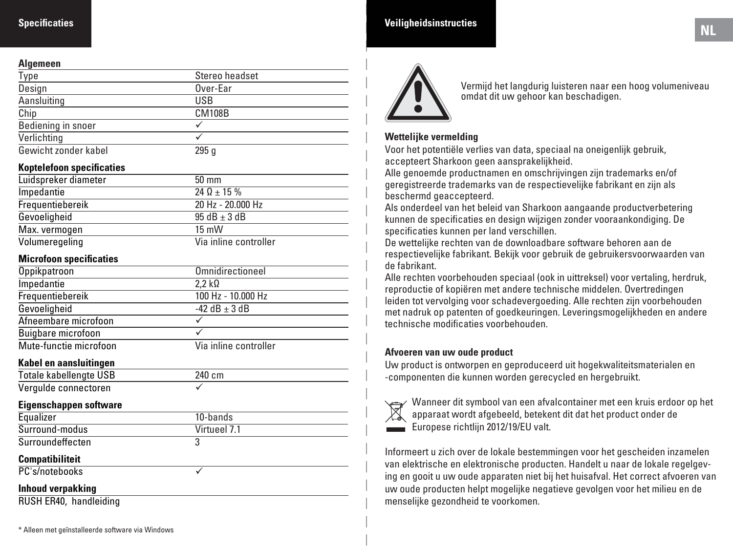## Specificaties

**Algemeen**

| | |
|---|---|
| Type | Stereo headset |
| Design | Over-Ear |
| Aansluiting | USB |
| Chip | CM108B |
| Bediening in snoer | ✓ |
| Verlichting | ✓ |
| Gewicht zonder kabel | 295 g |

**Koptelefoon specificaties**

| | |
|---|---|
| Luidspreker diameter | 50 mm |
| Impedantie | 24 Ω ± 15 % |
| Frequentiebereik | 20 Hz - 20.000 Hz |
| Gevoeligheid | 95 dB ± 3 dB |
| Max. vermogen | 15 mW |
| Volumeregeling | Via inline controller |

**Microfoon specificaties**

| | |
|---|---|
| Oppikpatroon | Omnidirectioneel |
| Impedantie | 2,2 kΩ |
| Frequentiebereik | 100 Hz - 10.000 Hz |
| Gevoeligheid | -42 dB ± 3 dB |
| Afneembare microfoon | ✓ |
| Buigbare microfoon | ✓ |
| Mute-functie microfoon | Via inline controller |

**Kabel en aansluitingen**

| | |
|---|---|
| Totale kabellengte USB | 240 cm |
| Vergulde connectoren | ✓ |

**Eigenschappen software**

| | |
|---|---|
| Equalizer | 10-bands |
| Surround-modus | Virtueel 7.1 |
| Surroundeffecten | 3 |

**Compatibiliteit**

| | |
|---|---|
| PC's/notebooks | ✓ |

**Inhoud verpakking**

RUSH ER40, handleiding

* Alleen met geïnstalleerde software via Windows

## Veiligheidsinstructies

Vermijd het langdurig luisteren naar een hoog volumeniveau omdat dit uw gehoor kan beschadigen.

**Wettelijke vermelding**

Voor het potentiële verlies van data, speciaal na oneigenlijk gebruik, accepteert Sharkoon geen aansprakelijkheid.
Alle genoemde productnamen en omschrijvingen zijn trademarks en/of geregistreerde trademarks van de respectievelijke fabrikant en zijn als beschermd geaccepteerd.
Als onderdeel van het beleid van Sharkoon aangaande productverbetering kunnen de specificaties en design wijzigen zonder vooraankondiging. De specificaties kunnen per land verschillen.
De wettelijke rechten van de downloadbare software behoren aan de respectievelijke fabrikant. Bekijk voor gebruik de gebruikersvoorwaarden van de fabrikant.
Alle rechten voorbehouden speciaal (ook in uittreksel) voor vertaling, herdruk, reproductie of kopiëren met andere technische middelen. Overtredingen leiden tot vervolging voor schadevergoeding. Alle rechten zijn voorbehouden met nadruk op patenten of goedkeuringen. Leveringsmogelijkheden en andere technische modificaties voorbehouden.

**Afvoeren van uw oude product**

Uw product is ontworpen en geproduceerd uit hogekwaliteitsmaterialen en -componenten die kunnen worden gerecycled en hergebruikt.

Wanneer dit symbool van een afvalcontainer met een kruis erdoor op het apparaat wordt afgebeeld, betekent dit dat het product onder de Europese richtlijn 2012/19/EU valt.

Informeert u zich over de lokale bestemmingen voor het gescheiden inzamelen van elektrische en elektronische producten. Handelt u naar de lokale regelgeving en gooit u uw oude apparaten niet bij het huisafval. Het correct afvoeren van uw oude producten helpt mogelijke negatieve gevolgen voor het milieu en de menselijke gezondheid te voorkomen.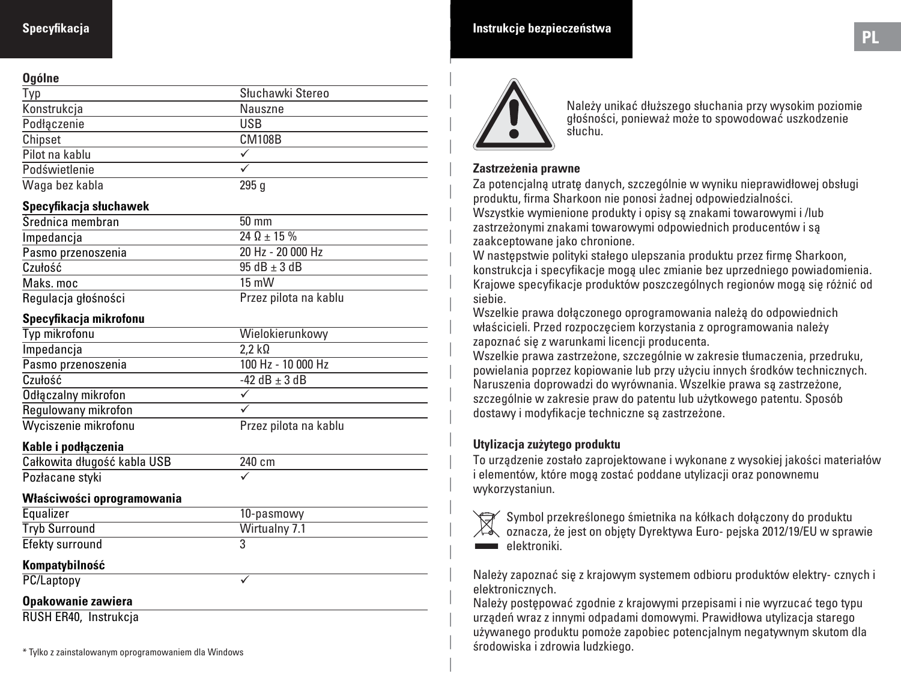## Specyfikacja

**Ogólne**

| | |
|---|---|
| Typ | Słuchawki Stereo |
| Konstrukcja | Nauszne |
| Podłączenie | USB |
| Chipset | CM108B |
| Pilot na kablu | ✓ |
| Podświetlenie | ✓ |
| Waga bez kabla | 295 g |

**Specyfikacja słuchawek**

| | |
|---|---|
| Średnica membran | 50 mm |
| Impedancja | 24 Ω ± 15 % |
| Pasmo przenoszenia | 20 Hz - 20 000 Hz |
| Czułość | 95 dB ± 3 dB |
| Maks. moc | 15 mW |
| Regulacja głośności | Przez pilota na kablu |

**Specyfikacja mikrofonu**

| | |
|---|---|
| Typ mikrofonu | Wielokierunkowy |
| Impedancja | 2,2 kΩ |
| Pasmo przenoszenia | 100 Hz - 10 000 Hz |
| Czułość | -42 dB ± 3 dB |
| Odłączalny mikrofon | ✓ |
| Regulowany mikrofon | ✓ |
| Wyciszenie mikrofonu | Przez pilota na kablu |

**Kable i podłączenia**

| | |
|---|---|
| Całkowita długość kabla USB | 240 cm |
| Pozłacane styki | ✓ |

**Właściwości oprogramowania**

| | |
|---|---|
| Equalizer | 10-pasmowy |
| Tryb Surround | Wirtualny 7.1 |
| Efekty surround | 3 |

**Kompatybilność**

| | |
|---|---|
| PC/Laptopy | ✓ |

**Opakowanie zawiera**

RUSH ER40, Instrukcja

* Tylko z zainstalowanym oprogramowaniem dla Windows

## Instrukcje bezpieczeństwa

Należy unikać dłuższego słuchania przy wysokim poziomie głośności, ponieważ może to spowodować uszkodzenie słuchu.

**Zastrzeżenia prawne**

Za potencjalną utratę danych, szczególnie w wyniku nieprawidłowej obsługi produktu, firma Sharkoon nie ponosi żadnej odpowiedzialności.
Wszystkie wymienione produkty i opisy są znakami towarowymi i /lub zastrzeżonymi znakami towarowymi odpowiednich producentów i są zaakceptowane jako chronione.
W następstwie polityki stałego ulepszania produktu przez firmę Sharkoon, konstrukcja i specyfikacje mogą ulec zmianie bez uprzedniego powiadomienia.
Krajowe specyfikacje produktów poszczególnych regionów mogą się różnić od siebie.
Wszelkie prawa dołączonego oprogramowania należą do odpowiednich właścicieli. Przed rozpoczęciem korzystania z oprogramowania należy zapoznać się z warunkami licencji producenta.
Wszelkie prawa zastrzeżone, szczególnie w zakresie tłumaczenia, przedruku, powielania poprzez kopiowanie lub przy użyciu innych środków technicznych. Naruszenia doprowadzi do wyrównania. Wszelkie prawa są zastrzeżone, szczególnie w zakresie praw do patentu lub użytkowego patentu. Sposób dostawy i modyfikacje techniczne są zastrzeżone.

**Utylizacja zużytego produktu**

To urządzenie zostało zaprojektowane i wykonane z wysokiej jakości materiałów i elementów, które mogą zostać poddane utylizacji oraz ponownemu wykorzystaniun.

Symbol przekreślonego śmietnika na kółkach dołączony do produktu oznacza, że jest on objęty Dyrektywa Euro- pejska 2012/19/EU w sprawie elektroniki.

Należy zapoznać się z krajowym systemem odbioru produktów elektry- cznych i elektronicznych.
Należy postępować zgodnie z krajowymi przepisami i nie wyrzucać tego typu urządeń wraz z innymi odpadami domowymi. Prawidłowa utylizacja starego używanego produktu pomoże zapobiec potencjalnym negatywnym skutom dla środowiska i zdrowia ludzkiego.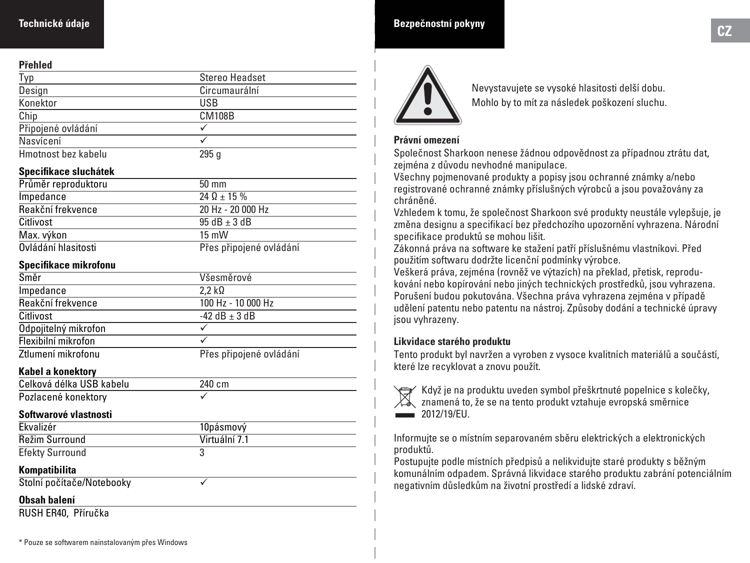## Technické údaje

### Přehled

| | |
|---|---|
| Typ | Stereo Headset |
| Design | Circumaurální |
| Konektor | USB |
| Chip | CM108B |
| Připojené ovládání | ✓ |
| Nasvícení | ✓ |
| Hmotnost bez kabelu | 295 g |

### Specifikace sluchátek

| | |
|---|---|
| Průměr reproduktoru | 50 mm |
| Impedance | 24 Ω ± 15 % |
| Reakční frekvence | 20 Hz - 20 000 Hz |
| Citlivost | 95 dB ± 3 dB |
| Max. výkon | 15 mW |
| Ovládání hlasitosti | Přes připojené ovládání |

### Specifikace mikrofonu

| | |
|---|---|
| Směr | Všesměrové |
| Impedance | 2,2 kΩ |
| Reakční frekvence | 100 Hz - 10 000 Hz |
| Citlivost | -42 dB ± 3 dB |
| Odpojitelný mikrofon | ✓ |
| Flexibilní mikrofon | ✓ |
| Ztlumení mikrofonu | Přes připojené ovládání |

### Kabel a konektory

| | |
|---|---|
| Celková délka USB kabelu | 240 cm |
| Pozlacené konektory | ✓ |

### Softwarové vlastnosti

| | |
|---|---|
| Ekvalizér | 10pásmový |
| Režim Surround | Virtuální 7.1 |
| Efekty Surround | 3 |

### Kompatibilita

| | |
|---|---|
| Stolní počítače/Notebooky | ✓ |

### Obsah balení

RUSH ER40, Příručka

\* Pouze se softwarem nainstalovaným přes Windows

## Bezpečnostní pokyny

Nevystavujete se vysoké hlasitosti delší dobu.
Mohlo by to mít za následek poškození sluchu.

### Právní omezení

Společnost Sharkoon nenese žádnou odpovědnost za případnou ztrátu dat, zejména z důvodu nevhodné manipulace.
Všechny pojmenované produkty a popisy jsou ochranné známky a/nebo registrované ochranné známky příslušných výrobců a jsou považovány za chráněné.
Vzhledem k tomu, že společnost Sharkoon své produkty neustále vylepšuje, je změna designu a specifikací bez předchozího upozornění vyhrazena. Národní specifikace produktů se mohou lišit.
Zákonná práva na software ke stažení patří příslušnému vlastníkovi. Před použitím softwaru dodržte licenční podmínky výrobce.
Veškerá práva, zejména (rovněž ve výtazích) na překlad, přetisk, reprodukování nebo kopírování nebo jiných technických prostředků, jsou vyhrazena. Porušení budou pokutována. Všechna práva vyhrazena zejména v případě udělení patentu nebo patentu na nástroj. Způsoby dodání a technické úpravy jsou vyhrazeny.

### Likvidace starého produktu

Tento produkt byl navržen a vyroben z vysoce kvalitních materiálů a součástí, které lze recyklovat a znovu použít.

Když je na produktu uveden symbol přeškrtnuté popelnice s kolečky, znamená to, že se na tento produkt vztahuje evropská směrnice 2012/19/EU.

Informujte se o místním separovaném sběru elektrických a elektronických produktů.
Postupujte podle místních předpisů a nelikvidujte staré produkty s běžným komunálním odpadem. Správná likvidace starého produktu zabrání potenciálním negativním důsledkům na životní prostředí a lidské zdraví.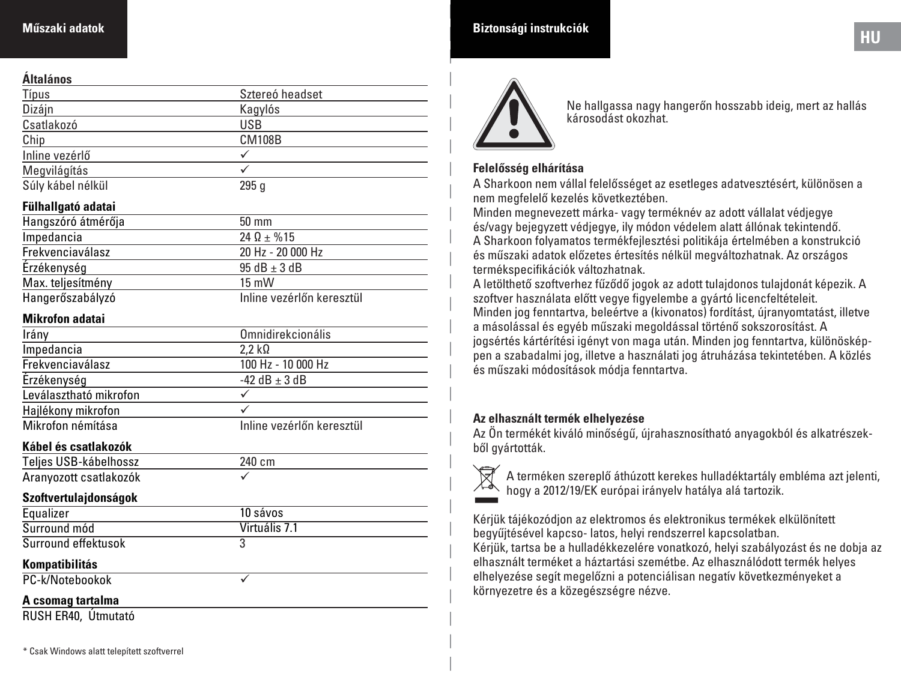## Műszaki adatok

| Általános | |
|---|---|
| Típus | Sztereó headset |
| Dizájn | Kagylós |
| Csatlakozó | USB |
| Chip | CM108B |
| Inline vezérlő | ✓ |
| Megvilágítás | ✓ |
| Súly kábel nélkül | 295 g |

| Fülhallgató adatai | |
|---|---|
| Hangszóró átmérője | 50 mm |
| Impedancia | 24 Ω ± %15 |
| Frekvenciaválasz | 20 Hz - 20 000 Hz |
| Érzékenység | 95 dB ± 3 dB |
| Max. teljesítmény | 15 mW |
| Hangerőszabályzó | Inline vezérlőn keresztül |

| Mikrofon adatai | |
|---|---|
| Irány | Omnidirekcionális |
| Impedancia | 2,2 kΩ |
| Frekvenciaválasz | 100 Hz - 10 000 Hz |
| Érzékenység | -42 dB ± 3 dB |
| Leválasztható mikrofon | ✓ |
| Hajlékony mikrofon | ✓ |
| Mikrofon némítása | Inline vezérlőn keresztül |

| Kábel és csatlakozók | |
|---|---|
| Teljes USB-kábelhossz | 240 cm |
| Aranyozott csatlakozók | ✓ |

| Szoftvertulajdonságok | |
|---|---|
| Equalizer | 10 sávos |
| Surround mód | Virtuális 7.1 |
| Surround effektusok | 3 |

| Kompatibilitás | |
|---|---|
| PC-k/Notebookok | ✓ |

**A csomag tartalma**

RUSH ER40, Útmutató

\* Csak Windows alatt telepített szoftverrel

## Biztonsági instrukciók

Ne hallgassa nagy hangerőn hosszabb ideig, mert az hallás károsodást okozhat.

### Felelősség elhárítása

A Sharkoon nem vállal felelősséget az esetleges adatvesztésért, különösen a nem megfelelő kezelés következtében.
Minden megnevezett márka- vagy terméknév az adott vállalat védjegye és/vagy bejegyzett védjegye, ily módon védelem alatt állónak tekintendő.
A Sharkoon folyamatos termékfejlesztési politikája értelmében a konstrukció és műszaki adatok előzetes értesítés nélkül megváltozhatnak. Az országos termékspecifikációk változhatnak.
A letölthető szoftverhez fűződő jogok az adott tulajdonos tulajdonát képezik. A szoftver használata előtt vegye figyelembe a gyártó licencfeltételeit.
Minden jog fenntartva, beleértve a (kivonatos) fordítást, újranyomtatást, illetve a másolással és egyéb műszaki megoldással történő sokszorosítást. A jogsértés kártérítési igényt von maga után. Minden jog fenntartva, különösképpen a szabadalmi jog, illetve a használati jog átruházása tekintetében. A közlés és műszaki módosítások módja fenntartva.

### Az elhasznált termék elhelyezése

Az Ön termékét kiváló minőségű, újrahasznosítható anyagokból és alkatrészekből gyártották.

A terméken szereplő áthúzott kerekes hulladéktartály embléma azt jelenti, hogy a 2012/19/EK európai irányelv hatálya alá tartozik.

Kérjük tájékozódjon az elektromos és elektronikus termékek elkülönített begyűjtésével kapcso- latos, helyi rendszerrel kapcsolatban.
Kérjük, tartsa be a hulladékkezelésre vonatkozó, helyi szabályozást és ne dobja az elhasznált terméket a háztartási szemétbe. Az elhasználódott termék helyes elhelyezése segít megelőzni a potenciálisan negatív következményeket a környezetre és a közegészségre nézve.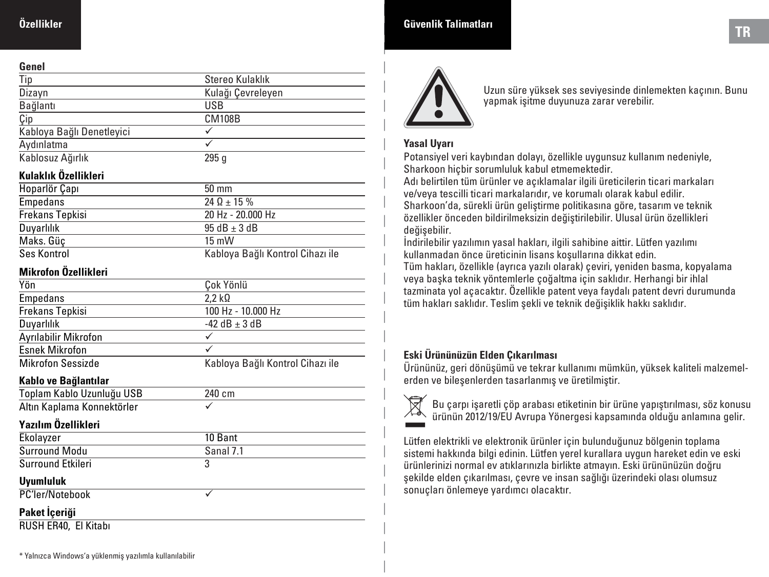## Özellikler

| **Genel** | |
|---|---|
| Tip | Stereo Kulaklık |
| Dizayn | Kulağı Çevreleyen |
| Bağlantı | USB |
| Çip | CM108B |
| Kabloya Bağlı Denetleyici | ✓ |
| Aydınlatma | ✓ |
| Kablosuz Ağırlık | 295 g |

| **Kulaklık Özellikleri** | |
|---|---|
| Hoparlör Çapı | 50 mm |
| Empedans | 24 Ω ± 15 % |
| Frekans Tepkisi | 20 Hz - 20.000 Hz |
| Duyarlılık | 95 dB ± 3 dB |
| Maks. Güç | 15 mW |
| Ses Kontrol | Kabloya Bağlı Kontrol Cihazı ile |

| **Mikrofon Özellikleri** | |
|---|---|
| Yön | Çok Yönlü |
| Empedans | 2,2 kΩ |
| Frekans Tepkisi | 100 Hz - 10.000 Hz |
| Duyarlılık | -42 dB ± 3 dB |
| Ayrılabilir Mikrofon | ✓ |
| Esnek Mikrofon | ✓ |
| Mikrofon Sessizde | Kabloya Bağlı Kontrol Cihazı ile |

| **Kablo ve Bağlantılar** | |
|---|---|
| Toplam Kablo Uzunluğu USB | 240 cm |
| Altın Kaplama Konnektörler | ✓ |

| **Yazılım Özellikleri** | |
|---|---|
| Ekolayzer | 10 Bant |
| Surround Modu | Sanal 7.1 |
| Surround Etkileri | 3 |

| **Uyumluluk** | |
|---|---|
| PC'ler/Notebook | ✓ |

**Paket İçeriği**

RUSH ER40, El Kitabı

* Yalnızca Windows'a yüklenmiş yazılımla kullanılabilir

## Güvenlik Talimatları

Uzun süre yüksek ses seviyesinde dinlemekten kaçının. Bunu yapmak işitme duyunuza zarar verebilir.

### Yasal Uyarı

Potansiyel veri kaybından dolayı, özellikle uygunsuz kullanım nedeniyle, Sharkoon hiçbir sorumluluk kabul etmemektedir.
Adı belirtilen tüm ürünler ve açıklamalar ilgili üreticilerin ticari markaları ve/veya tescilli ticari markalarıdır, ve korumalı olarak kabul edilir.
Sharkoon'da, sürekli ürün geliştirme politikasına göre, tasarım ve teknik özellikler önceden bildirilmeksizin değiştirilebilir. Ulusal ürün özellikleri değişebilir.
İndirilebilir yazılımın yasal hakları, ilgili sahibine aittir. Lütfen yazılımı kullanmadan önce üreticinin lisans koşullarına dikkat edin.
Tüm hakları, özellikle (ayrıca yazılı olarak) çeviri, yeniden basma, kopyalama veya başka teknik yöntemlerle çoğaltma için saklıdır. Herhangi bir ihlal tazminata yol açacaktır. Özellikle patent veya faydalı patent devri durumunda tüm hakları saklıdır. Teslim şekli ve teknik değişiklik hakkı saklıdır.

### Eski Ürününüzün Elden Çıkarılması

Ürününüz, geri dönüşümü ve tekrar kullanımı mümkün, yüksek kaliteli malzemelerden ve bileşenlerden tasarlanmış ve üretilmiştir.

Bu çarpı işaretli çöp arabası etiketinin bir ürüne yapıştırılması, söz konusu ürünün 2012/19/EU Avrupa Yönergesi kapsamında olduğu anlamına gelir.

Lütfen elektrikli ve elektronik ürünler için bulunduğunuz bölgenin toplama sistemi hakkında bilgi edinin. Lütfen yerel kurallara uygun hareket edin ve eski ürünlerinizi normal ev atıklarınızla birlikte atmayın. Eski ürününüzün doğru şekilde elden çıkarılması, çevre ve insan sağlığı üzerindeki olası olumsuz sonuçları önlemeye yardımcı olacaktır.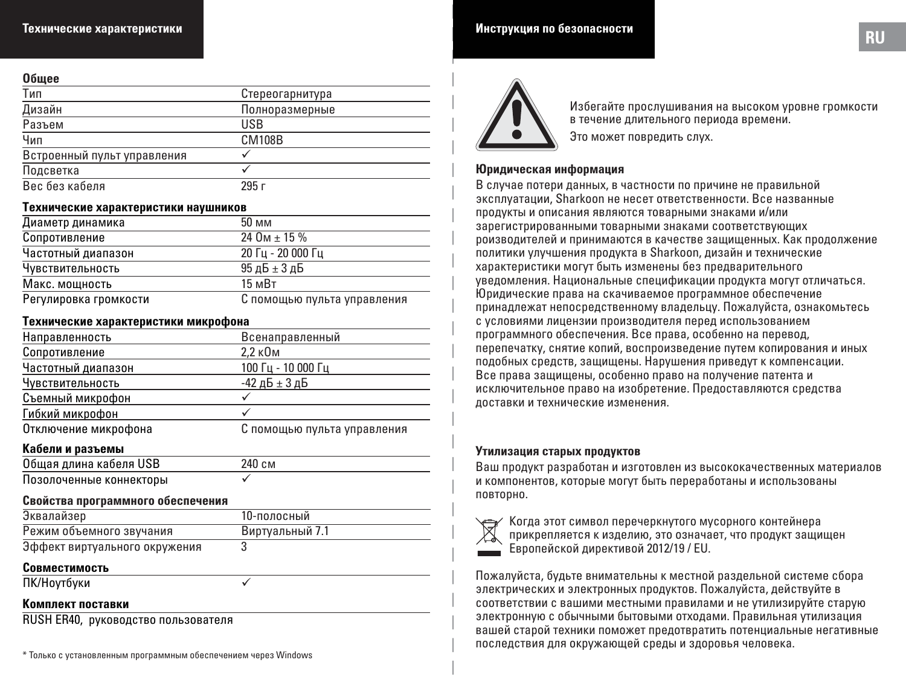## Технические характеристики

| Общее | |
|---|---|
| Тип | Стереогарнитура |
| Дизайн | Полноразмерные |
| Разъем | USB |
| Чип | CM108B |
| Встроенный пульт управления | ✓ |
| Подсветка | ✓ |
| Вес без кабеля | 295 г |

| Технические характеристики наушников | |
|---|---|
| Диаметр динамика | 50 мм |
| Сопротивление | 24 Ом ± 15 % |
| Частотный диапазон | 20 Гц - 20 000 Гц |
| Чувствительность | 95 дБ ± 3 дБ |
| Макс. мощность | 15 мВт |
| Регулировка громкости | С помощью пульта управления |

| Технические характеристики микрофона | |
|---|---|
| Направленность | Всенаправленный |
| Сопротивление | 2,2 кОм |
| Частотный диапазон | 100 Гц - 10 000 Гц |
| Чувствительность | -42 дБ ± 3 дБ |
| Съемный микрофон | ✓ |
| Гибкий микрофон | ✓ |
| Отключение микрофона | С помощью пульта управления |

| Кабели и разъемы | |
|---|---|
| Общая длина кабеля USB | 240 см |
| Позолоченные коннекторы | ✓ |

| Свойства программного обеспечения | |
|---|---|
| Эквалайзер | 10-полосный |
| Режим объемного звучания | Виртуальный 7.1 |
| Эффект виртуального окружения | 3 |

| Совместимость | |
|---|---|
| ПК/Ноутбуки | ✓ |

**Комплект поставки**

RUSH ER40, руководство пользователя

\* Только с установленным программным обеспечением через Windows

## Инструкция по безопасности

Избегайте прослушивания на высоком уровне громкости в течение длительного периода времени.

Это может повредить слух.

### Юридическая информация

В случае потери данных, в частности по причине не правильной эксплуатации, Sharkoon не несет ответственности. Все названные продукты и описания являются товарными знаками и/или зарегистрированными товарными знаками соответствующих роизводителей и принимаются в качестве защищенных. Как продолжение политики улучшения продукта в Sharkoon, дизайн и технические характеристики могут быть изменены без предварительного уведомления. Национальные спецификации продукта могут отличаться. Юридические права на скачиваемое программное обеспечение принадлежат непосредственному владельцу. Пожалуйста, ознакомьтесь с условиями лицензии производителя перед использованием программного обеспечения. Все права, особенно на перевод, перепечатку, снятие копий, воспроизведение путем копирования и иных подобных средств, защищены. Нарушения приведут к компенсации. Все права защищены, особенно право на получение патента и исключительное право на изобретение. Предоставляются средства доставки и технические изменения.

### Утилизация старых продуктов

Ваш продукт разработан и изготовлен из высококачественных материалов и компонентов, которые могут быть переработаны и использованы повторно.

Когда этот символ перечеркнутого мусорного контейнера прикрепляется к изделию, это означает, что продукт защищен Европейской директивой 2012/19 / EU.

Пожалуйста, будьте внимательны к местной раздельной системе сбора электрических и электронных продуктов. Пожалуйста, действуйте в соответствии с вашими местными правилами и не утилизируйте старую электронную с обычными бытовыми отходами. Правильная утилизация вашей старой техники поможет предотвратить потенциальные негативные последствия для окружающей среды и здоровья человека.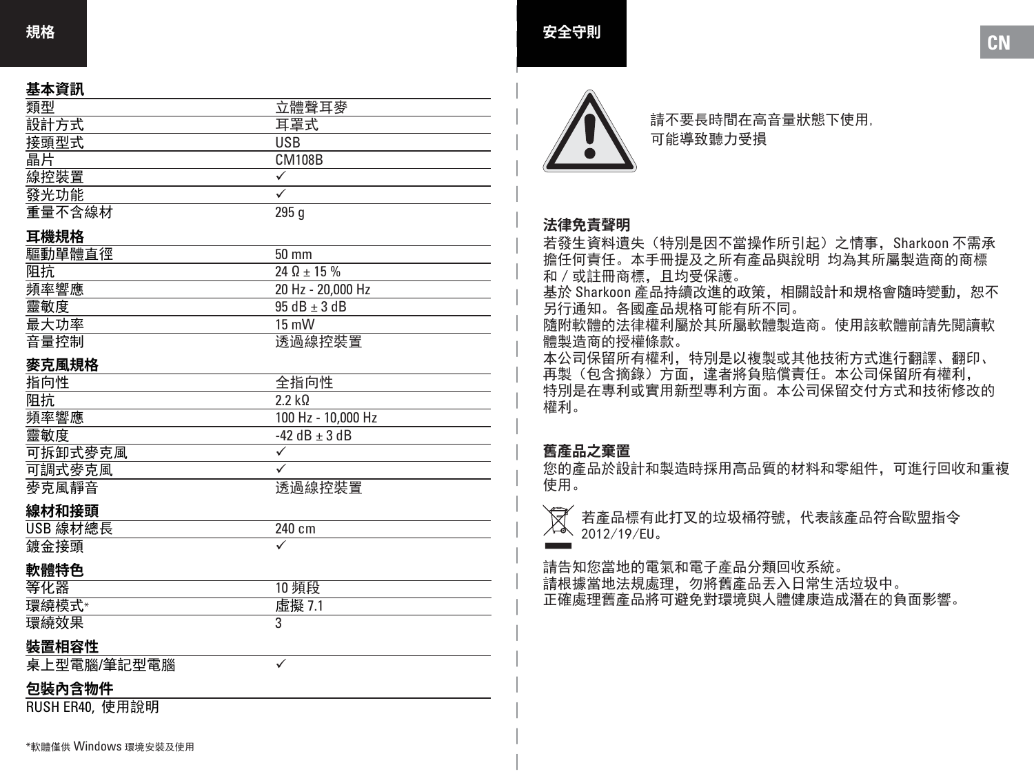## 規格

### 基本資訊

| | |
|---|---|
| 類型 | 立體聲耳麥 |
| 設計方式 | 耳罩式 |
| 接頭型式 | USB |
| 晶片 | CM108B |
| 線控裝置 | ✓ |
| 發光功能 | ✓ |
| 重量不含線材 | 295 g |

### 耳機規格

| | |
|---|---|
| 驅動單體直徑 | 50 mm |
| 阻抗 | 24 Ω ± 15 % |
| 頻率響應 | 20 Hz - 20,000 Hz |
| 靈敏度 | 95 dB ± 3 dB |
| 最大功率 | 15 mW |
| 音量控制 | 透過線控裝置 |

### 麥克風規格

| | |
|---|---|
| 指向性 | 全指向性 |
| 阻抗 | 2.2 kΩ |
| 頻率響應 | 100 Hz - 10,000 Hz |
| 靈敏度 | -42 dB ± 3 dB |
| 可拆卸式麥克風 | ✓ |
| 可調式麥克風 | ✓ |
| 麥克風靜音 | 透過線控裝置 |

### 線材和接頭

| | |
|---|---|
| USB 線材總長 | 240 cm |
| 鍍金接頭 | ✓ |

### 軟體特色

| | |
|---|---|
| 等化器 | 10 頻段 |
| 環繞模式* | 虛擬 7.1 |
| 環繞效果 | 3 |

### 裝置相容性

| | |
|---|---|
| 桌上型電腦/筆記型電腦 | ✓ |

### 包裝內含物件

RUSH ER40, 使用說明

*軟體僅供 Windows 環境安裝及使用

## 安全守則

請不要長時間在高音量狀態下使用，可能導致聽力受損

### 法律免責聲明

若發生資料遺失（特別是因不當操作所引起）之情事，Sharkoon 不需承擔任何責任。本手冊提及之所有產品與說明 均為其所屬製造商的商標和 / 或註冊商標，且均受保護。
基於 Sharkoon 產品持續改進的政策，相關設計和規格會隨時變動，恕不另行通知。各國產品規格可能有所不同。
隨附軟體的法律權利屬於其所屬軟體製造商。使用該軟體前請先閱讀軟體製造商的授權條款。
本公司保留所有權利，特別是以複製或其他技術方式進行翻譯、翻印、再製（包含摘錄）方面，違者將負賠償責任。本公司保留所有權利，特別是在專利或實用新型專利方面。本公司保留交付方式和技術修改的權利。

### 舊產品之棄置

您的產品於設計和製造時採用高品質的材料和零組件，可進行回收和重複使用。

若產品標有此打叉的垃圾桶符號，代表該產品符合歐盟指令 2012/19/EU。

請告知您當地的電氣和電子產品分類回收系統。
請根據當地法規處理，勿將舊產品丟入日常生活垃圾中。
正確處理舊產品將可避免對環境與人體健康造成潛在的負面影響。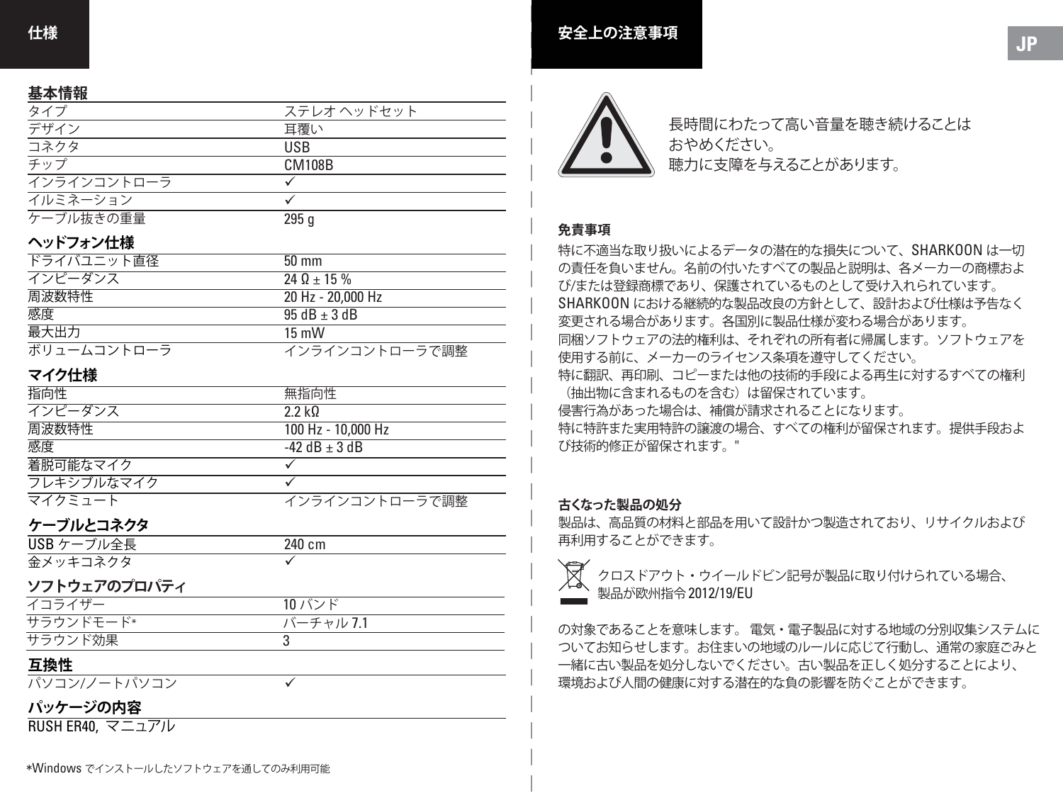# 仕様

## 基本情報

| | |
|---|---|
| タイプ | ステレオ ヘッドセット |
| デザイン | 耳覆い |
| コネクタ | USB |
| チップ | CM108B |
| インラインコントローラ | ✓ |
| イルミネーション | ✓ |
| ケーブル抜きの重量 | 295 g |

## ヘッドフォン仕様

| | |
|---|---|
| ドライバユニット直径 | 50 mm |
| インピーダンス | 24 Ω ± 15 % |
| 周波数特性 | 20 Hz - 20,000 Hz |
| 感度 | 95 dB ± 3 dB |
| 最大出力 | 15 mW |
| ボリュームコントローラ | インラインコントローラで調整 |

## マイク仕様

| | |
|---|---|
| 指向性 | 無指向性 |
| インピーダンス | 2.2 kΩ |
| 周波数特性 | 100 Hz - 10,000 Hz |
| 感度 | -42 dB ± 3 dB |
| 着脱可能なマイク | ✓ |
| フレキシブルなマイク | ✓ |
| マイクミュート | インラインコントローラで調整 |

## ケーブルとコネクタ

| | |
|---|---|
| USB ケーブル全長 | 240 cm |
| 金メッキコネクタ | ✓ |

## ソフトウェアのプロパティ

| | |
|---|---|
| イコライザー | 10 バンド |
| サラウンドモード* | バーチャル 7.1 |
| サラウンド効果 | 3 |

## 互換性

| | |
|---|---|
| パソコン/ノートパソコン | ✓ |

## パッケージの内容

RUSH ER40, マニュアル

*Windows でインストールしたソフトウェアを通してのみ利用可能

# 安全上の注意事項

長時間にわたって高い音量を聴き続けることは
おやめください。
聴力に支障を与えることがあります。

**免責事項**

特に不適当な取り扱いによるデータの潜在的な損失について、SHARKOON は一切の責任を負いません。名前の付いたすべての製品と説明は、各メーカーの商標および/または登録商標であり、保護されているものとして受け入れられています。SHARKOON における継続的な製品改良の方針として、設計および仕様は予告なく変更される場合があります。各国別に製品仕様が変わる場合があります。
同梱ソフトウェアの法的権利は、それぞれの所有者に帰属します。ソフトウェアを使用する前に、メーカーのライセンス条項を遵守してください。
特に翻訳、再印刷、コピーまたは他の技術的手段による再生に対するすべての権利（抽出物に含まれるものを含む）は留保されています。
侵害行為があった場合は、補償が請求されることになります。
特に特許また実用特許の譲渡の場合、すべての権利が留保されます。提供手段および技術的修正が留保されます。"

**古くなった製品の処分**

製品は、高品質の材料と部品を用いて設計かつ製造されており、リサイクルおよび再利用することができます。

クロスドアウト・ウイールドビン記号が製品に取り付けられている場合、製品が欧州指令 2012/19/EU

の対象であることを意味します。 電気・電子製品に対する地域の分別収集システムについてお知らせします。お住まいの地域のルールに応じて行動し、通常の家庭ごみと一緒に古い製品を処分しないでください。古い製品を正しく処分することにより、環境および人間の健康に対する潜在的な負の影響を防ぐことができます。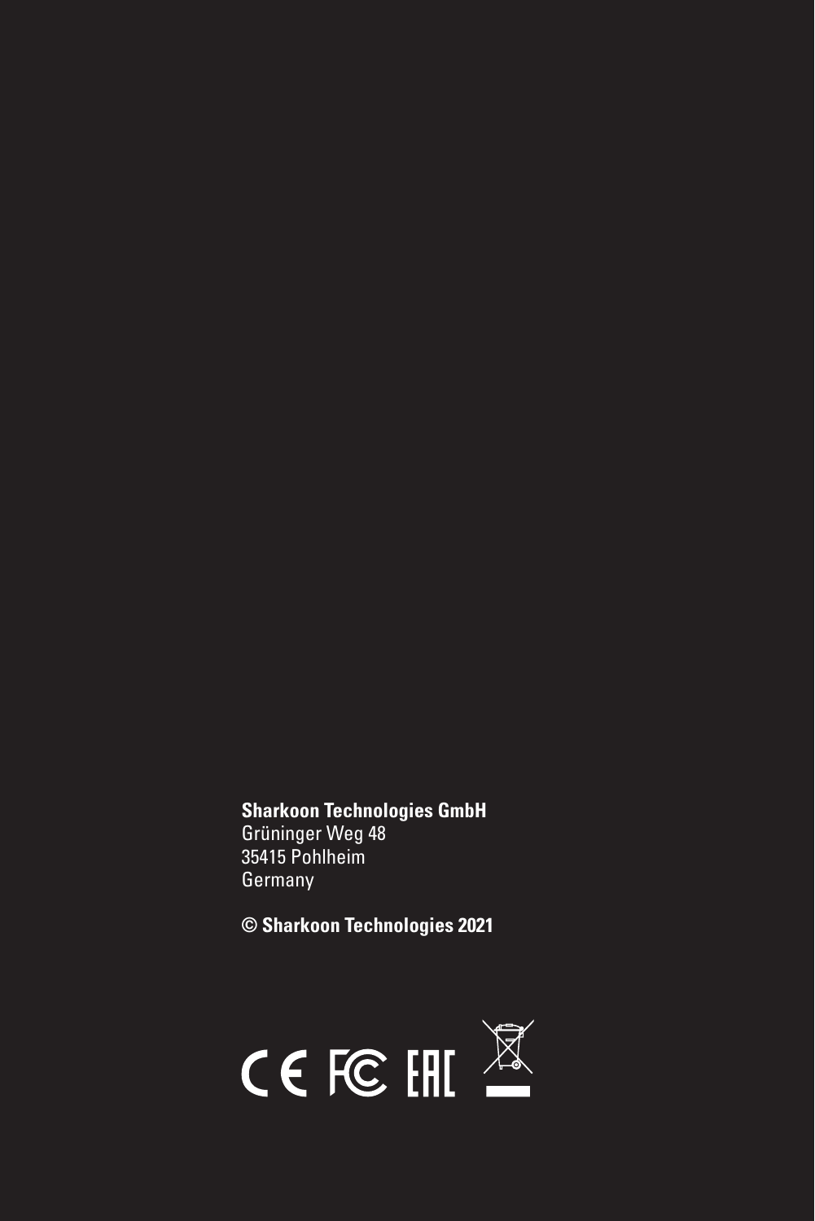**Sharkoon Technologies GmbH**
Grüninger Weg 48
35415 Pohlheim
Germany

**© Sharkoon Technologies 2021**